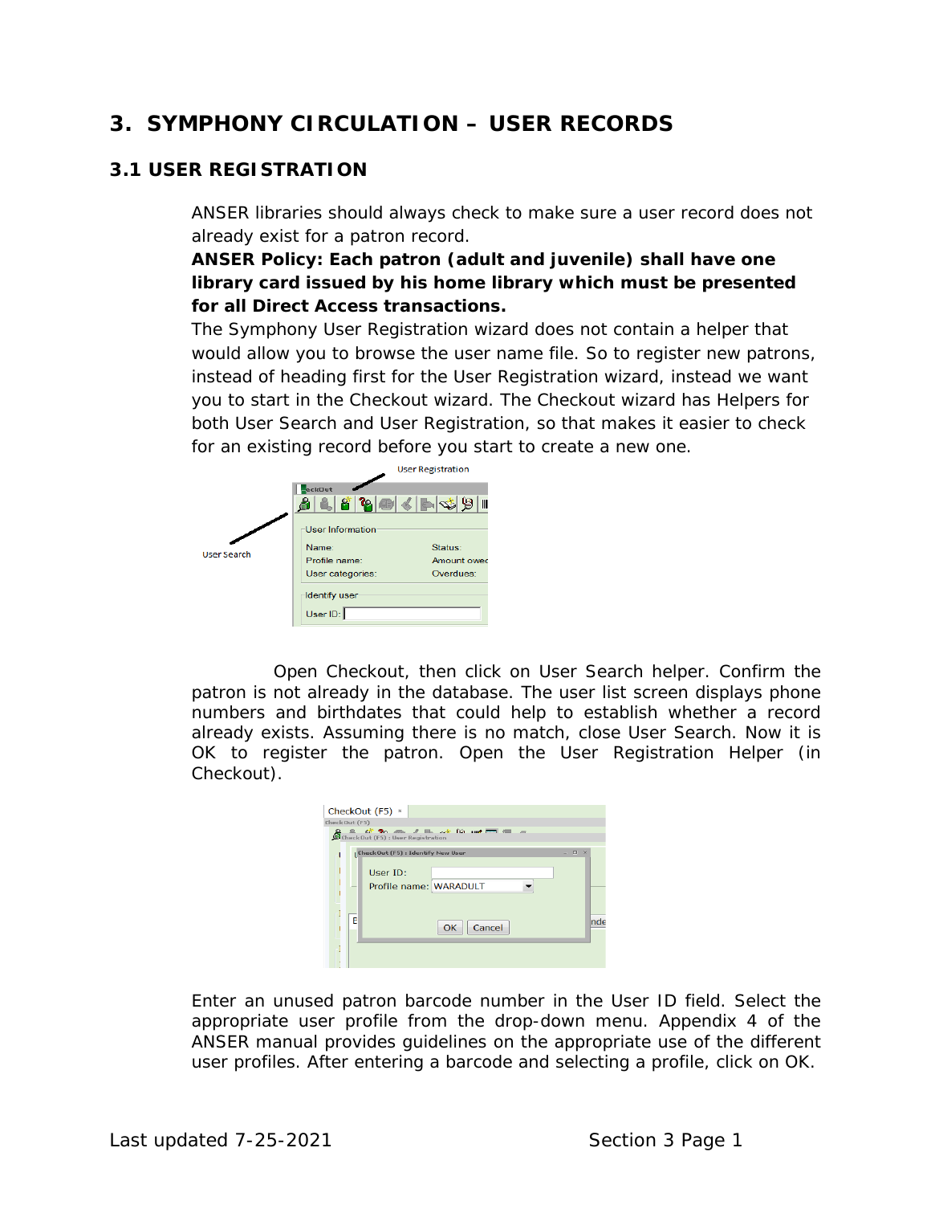# 3. SYMPHONY CIRCULATION – USER RECORDS

## 3.1 USER REGISTRATION

ANSER libraries should always check to make sure a user record does not already exist for a patron record.

**ANSER Policy: Each patron (adult and juvenile) shall have one library card issued by his home library which must be presented for all Direct Access transactions.**

The Symphony User Registration wizard does not contain a helper that would allow you to browse the user name file. So to register new patrons, instead of heading first for the User Registration wizard, instead we want you to start in the Checkout wizard. The Checkout wizard has Helpers for both User Search and User Registration, so that makes it easier to check for an existing record before you start to create a new one.

Open Checkout, then click on User Search helper. Confirm the patron is not already in the database. The user list screen displays phone numbers and birthdates that could help to establish whether a record already exists. Assuming there is no match, close User Search. Now it is OK to register the patron. Open the User Registration Helper (in Checkout).

Enter an unused patron barcode number in the User ID field. Select the appropriate user profile from the drop-down menu. Appendix 4 of the ANSER manual provides guidelines on the appropriate use of the different user profiles. After entering a barcode and selecting a profile, click on OK.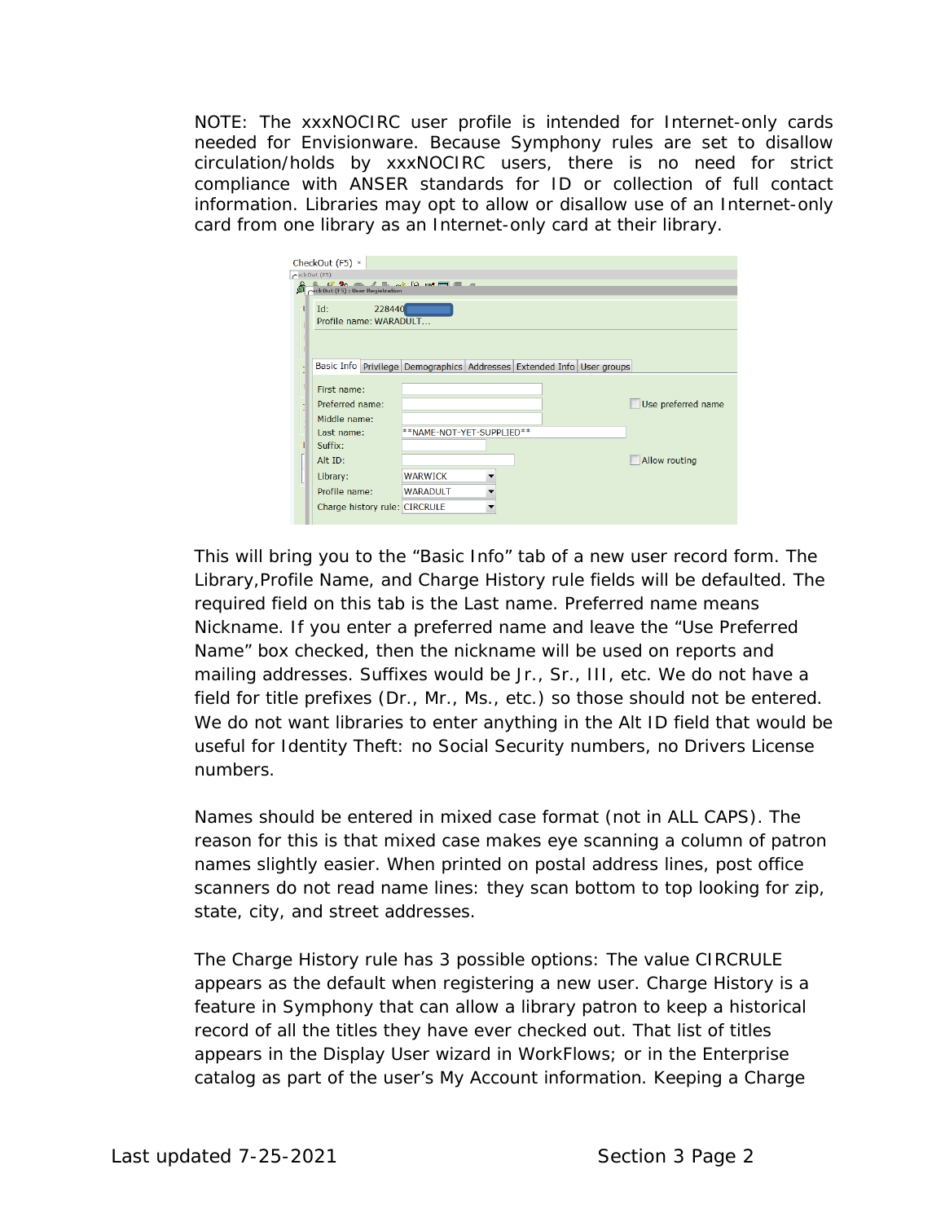NOTE: The xxxNOCIRC user profile is intended for Internet-only cards needed for Envisionware. Because Symphony rules are set to disallow circulation/holds by xxxNOCIRC users, there is no need for strict compliance with ANSER standards for ID or collection of full contact information. Libraries may opt to allow or disallow use of an Internet-only card from one library as an Internet-only card at their library.

This will bring you to the “Basic Info” tab of a new user record form. The Library,Profile Name, and Charge History rule fields will be defaulted. The required field on this tab is the Last name. Preferred name means Nickname. If you enter a preferred name and leave the “Use Preferred Name” box checked, then the nickname will be used on reports and mailing addresses. Suffixes would be Jr., Sr., III, etc. We do not have a field for title prefixes (Dr., Mr., Ms., etc.) so those should not be entered. We do not want libraries to enter anything in the Alt ID field that would be useful for Identity Theft: no Social Security numbers, no Drivers License numbers.

Names should be entered in mixed case format (not in ALL CAPS). The reason for this is that mixed case makes eye scanning a column of patron names slightly easier. When printed on postal address lines, post office scanners do not read name lines: they scan bottom to top looking for zip, state, city, and street addresses.

The Charge History rule has 3 possible options: The value CIRCRULE appears as the default when registering a new user. Charge History is a feature in Symphony that can allow a library patron to keep a historical record of all the titles they have ever checked out. That list of titles appears in the Display User wizard in WorkFlows; or in the Enterprise catalog as part of the user’s My Account information. Keeping a Charge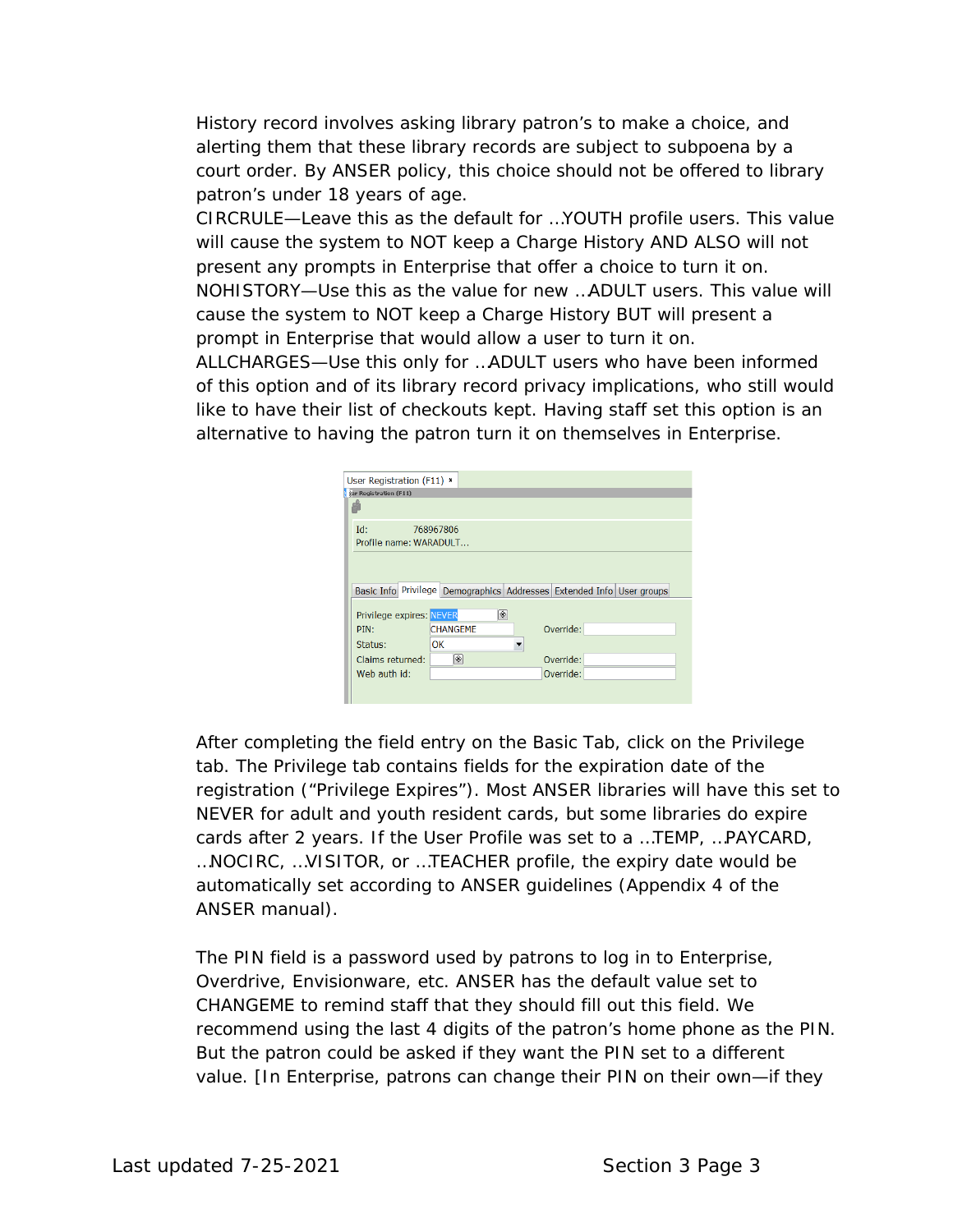History record involves asking library patron's to make a choice, and alerting them that these library records are subject to subpoena by a court order. By ANSER policy, this choice should not be offered to library patron's under 18 years of age.

CIRCRULE—Leave this as the default for …YOUTH profile users. This value will cause the system to NOT keep a Charge History AND ALSO will not present any prompts in Enterprise that offer a choice to turn it on.

NOHISTORY—Use this as the value for new …ADULT users. This value will cause the system to NOT keep a Charge History BUT will present a prompt in Enterprise that would allow a user to turn it on.

ALLCHARGES—Use this only for …ADULT users who have been informed of this option and of its library record privacy implications, who still would like to have their list of checkouts kept. Having staff set this option is an alternative to having the patron turn it on themselves in Enterprise.

After completing the field entry on the Basic Tab, click on the Privilege tab. The Privilege tab contains fields for the expiration date of the registration ("Privilege Expires"). Most ANSER libraries will have this set to NEVER for adult and youth resident cards, but some libraries do expire cards after 2 years. If the User Profile was set to a …TEMP, …PAYCARD, …NOCIRC, …VISITOR, or …TEACHER profile, the expiry date would be automatically set according to ANSER guidelines (Appendix 4 of the ANSER manual).

The PIN field is a password used by patrons to log in to Enterprise, Overdrive, Envisionware, etc. ANSER has the default value set to CHANGEME to remind staff that they should fill out this field. We recommend using the last 4 digits of the patron's home phone as the PIN. But the patron could be asked if they want the PIN set to a different value. [In Enterprise, patrons can change their PIN on their own—if they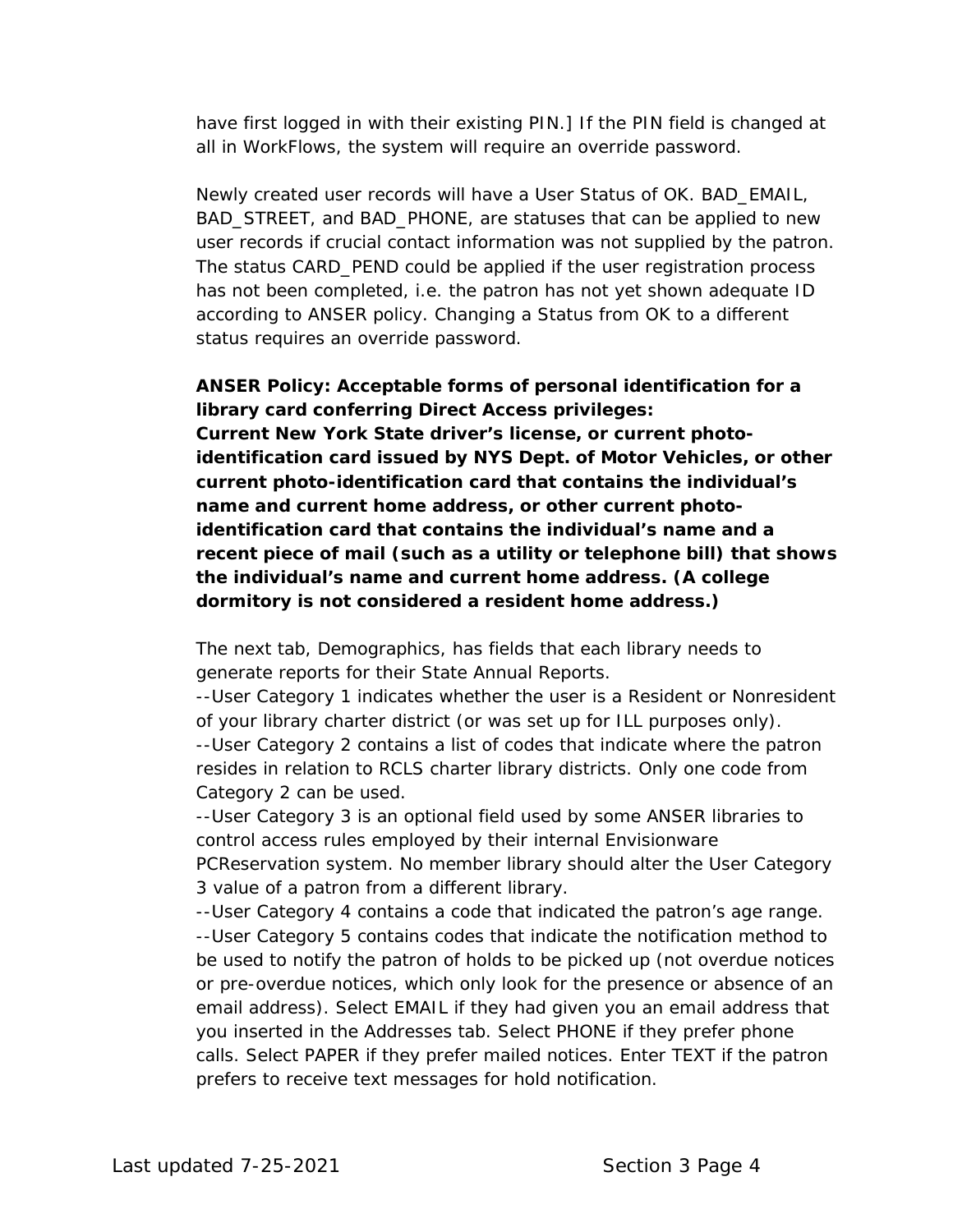have first logged in with their existing PIN.] If the PIN field is changed at all in WorkFlows, the system will require an override password.

Newly created user records will have a User Status of OK. BAD_EMAIL, BAD_STREET, and BAD_PHONE, are statuses that can be applied to new user records if crucial contact information was not supplied by the patron. The status CARD_PEND could be applied if the user registration process has not been completed, i.e. the patron has not yet shown adequate ID according to ANSER policy. Changing a Status from OK to a different status requires an override password.

**ANSER Policy: Acceptable forms of personal identification for a library card conferring Direct Access privileges:**
**Current New York State driver's license, or current photo-identification card issued by NYS Dept. of Motor Vehicles, or other current photo-identification card that contains the individual's name and current home address, or other current photo-identification card that contains the individual's name and a recent piece of mail (such as a utility or telephone bill) that shows the individual's name and current home address. (A college dormitory is not considered a resident home address.)**

The next tab, Demographics, has fields that each library needs to generate reports for their State Annual Reports.
--User Category 1 indicates whether the user is a Resident or Nonresident of your library charter district (or was set up for ILL purposes only).
--User Category 2 contains a list of codes that indicate where the patron resides in relation to RCLS charter library districts. Only one code from Category 2 can be used.
--User Category 3 is an optional field used by some ANSER libraries to control access rules employed by their internal Envisionware PCReservation system. No member library should alter the User Category 3 value of a patron from a different library.
--User Category 4 contains a code that indicated the patron's age range.
--User Category 5 contains codes that indicate the notification method to be used to notify the patron of holds to be picked up (not overdue notices or pre-overdue notices, which only look for the presence or absence of an email address). Select EMAIL if they had given you an email address that you inserted in the Addresses tab. Select PHONE if they prefer phone calls. Select PAPER if they prefer mailed notices. Enter TEXT if the patron prefers to receive text messages for hold notification.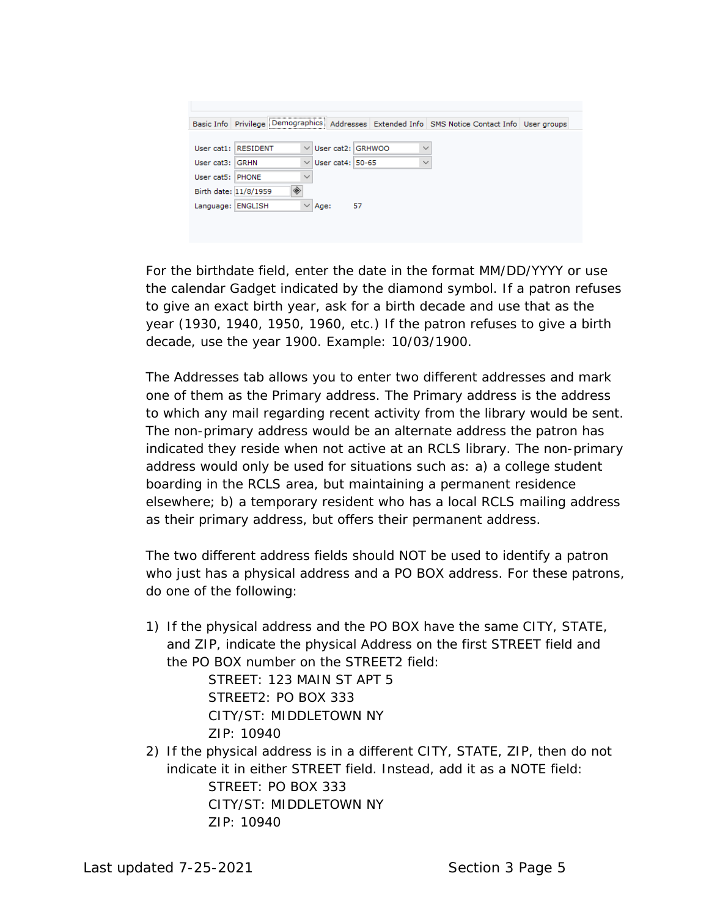For the birthdate field, enter the date in the format MM/DD/YYYY or use the calendar Gadget indicated by the diamond symbol. If a patron refuses to give an exact birth year, ask for a birth decade and use that as the year (1930, 1940, 1950, 1960, etc.) If the patron refuses to give a birth decade, use the year 1900. Example: 10/03/1900.

The Addresses tab allows you to enter two different addresses and mark one of them as the Primary address. The Primary address is the address to which any mail regarding recent activity from the library would be sent. The non-primary address would be an alternate address the patron has indicated they reside when not active at an RCLS library. The non-primary address would only be used for situations such as: a) a college student boarding in the RCLS area, but maintaining a permanent residence elsewhere; b) a temporary resident who has a local RCLS mailing address as their primary address, but offers their permanent address.

The two different address fields should NOT be used to identify a patron who just has a physical address and a PO BOX address. For these patrons, do one of the following:

1) If the physical address and the PO BOX have the same CITY, STATE, and ZIP, indicate the physical Address on the first STREET field and the PO BOX number on the STREET2 field:

   STREET: 123 MAIN ST APT 5
   STREET2: PO BOX 333
   CITY/ST: MIDDLETOWN NY
   ZIP: 10940

2) If the physical address is in a different CITY, STATE, ZIP, then do not indicate it in either STREET field. Instead, add it as a NOTE field:

   STREET: PO BOX 333
   CITY/ST: MIDDLETOWN NY
   ZIP: 10940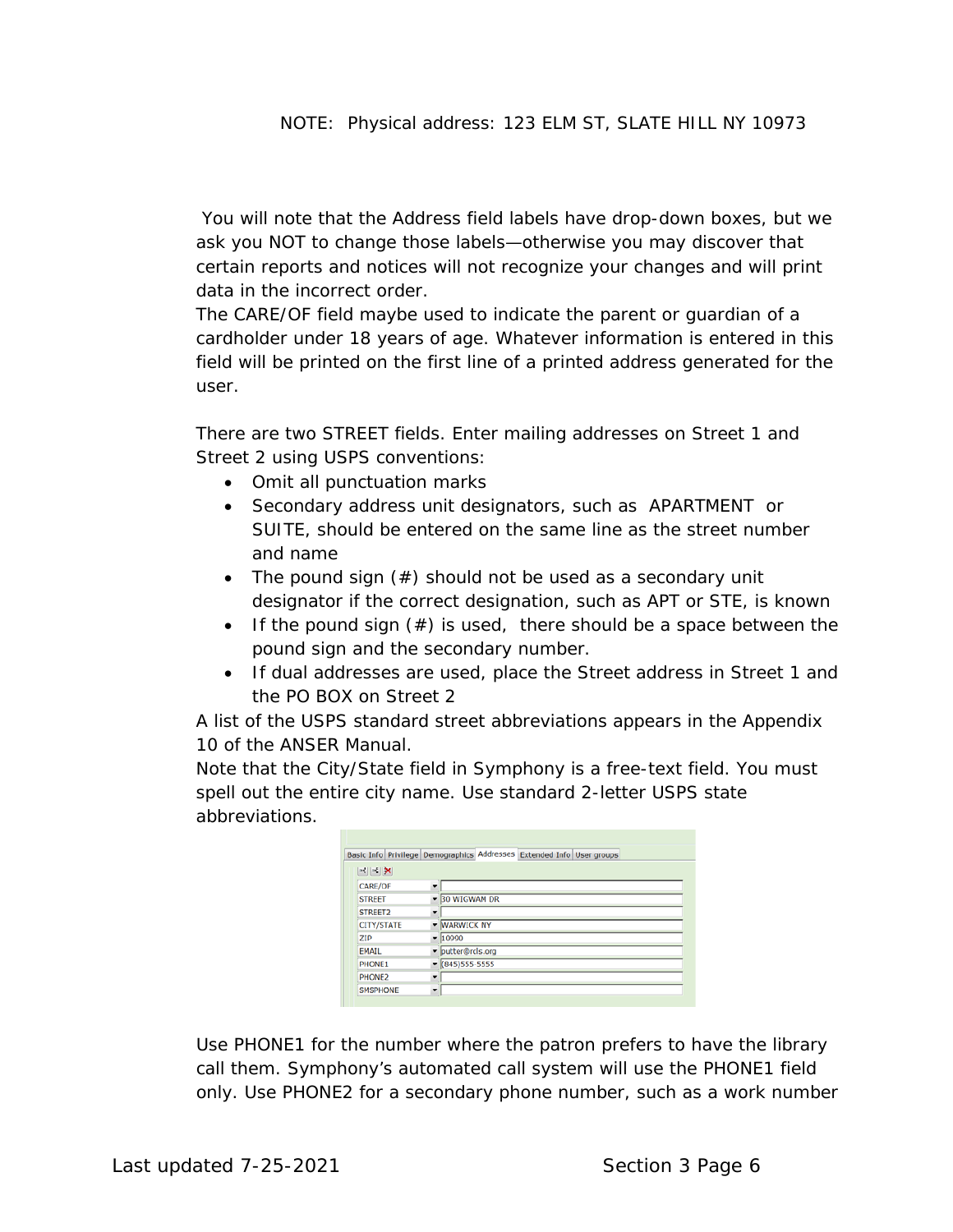NOTE: Physical address: 123 ELM ST, SLATE HILL NY 10973

You will note that the Address field labels have drop-down boxes, but we ask you NOT to change those labels—otherwise you may discover that certain reports and notices will not recognize your changes and will print data in the incorrect order.

The CARE/OF field maybe used to indicate the parent or guardian of a cardholder under 18 years of age. Whatever information is entered in this field will be printed on the first line of a printed address generated for the user.

There are two STREET fields. Enter mailing addresses on Street 1 and Street 2 using USPS conventions:

- Omit all punctuation marks
- Secondary address unit designators, such as APARTMENT or SUITE, should be entered on the same line as the street number and name
- The pound sign (#) should not be used as a secondary unit designator if the correct designation, such as APT or STE, is known
- If the pound sign (#) is used, there should be a space between the pound sign and the secondary number.
- If dual addresses are used, place the Street address in Street 1 and the PO BOX on Street 2

A list of the USPS standard street abbreviations appears in the Appendix 10 of the ANSER Manual.

Note that the City/State field in Symphony is a free-text field. You must spell out the entire city name. Use standard 2-letter USPS state abbreviations.

| Field | Value |
|---|---|
| CARE/OF | |
| STREET | 30 WIGWAM DR |
| STREET2 | |
| CITY/STATE | WARWICK NY |
| ZIP | 10990 |
| EMAIL | putter@rcls.org |
| PHONE1 | (845)555-5555 |
| PHONE2 | |
| SMSPHONE | |

Use PHONE1 for the number where the patron prefers to have the library call them. Symphony's automated call system will use the PHONE1 field only. Use PHONE2 for a secondary phone number, such as a work number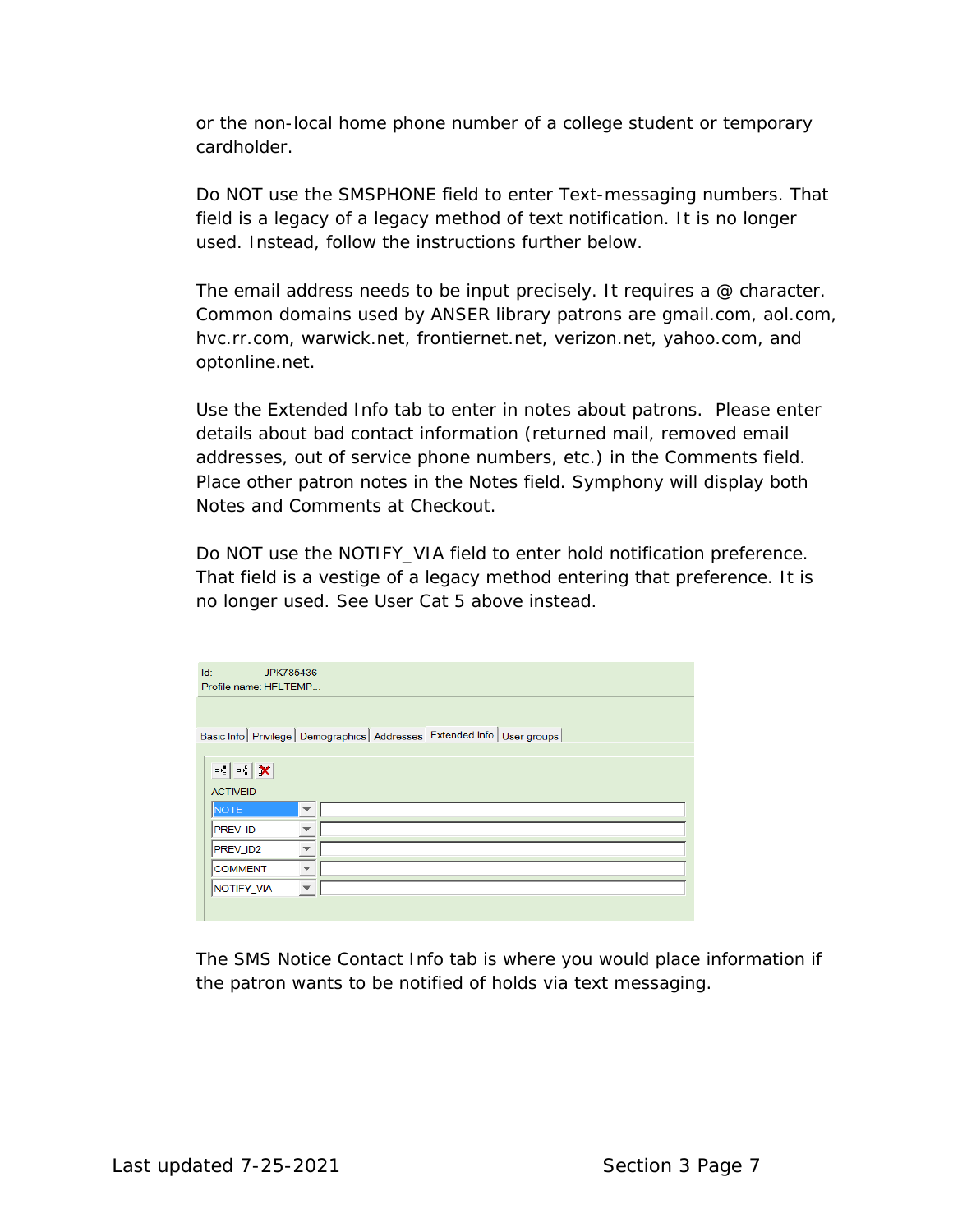or the non-local home phone number of a college student or temporary cardholder.

Do NOT use the SMSPHONE field to enter Text-messaging numbers. That field is a legacy of a legacy method of text notification. It is no longer used. Instead, follow the instructions further below.

The email address needs to be input precisely. It requires a @ character. Common domains used by ANSER library patrons are gmail.com, aol.com, hvc.rr.com, warwick.net, frontiernet.net, verizon.net, yahoo.com, and optonline.net.

Use the Extended Info tab to enter in notes about patrons. Please enter details about bad contact information (returned mail, removed email addresses, out of service phone numbers, etc.) in the Comments field. Place other patron notes in the Notes field. Symphony will display both Notes and Comments at Checkout.

Do NOT use the NOTIFY_VIA field to enter hold notification preference. That field is a vestige of a legacy method entering that preference. It is no longer used. See User Cat 5 above instead.

The SMS Notice Contact Info tab is where you would place information if the patron wants to be notified of holds via text messaging.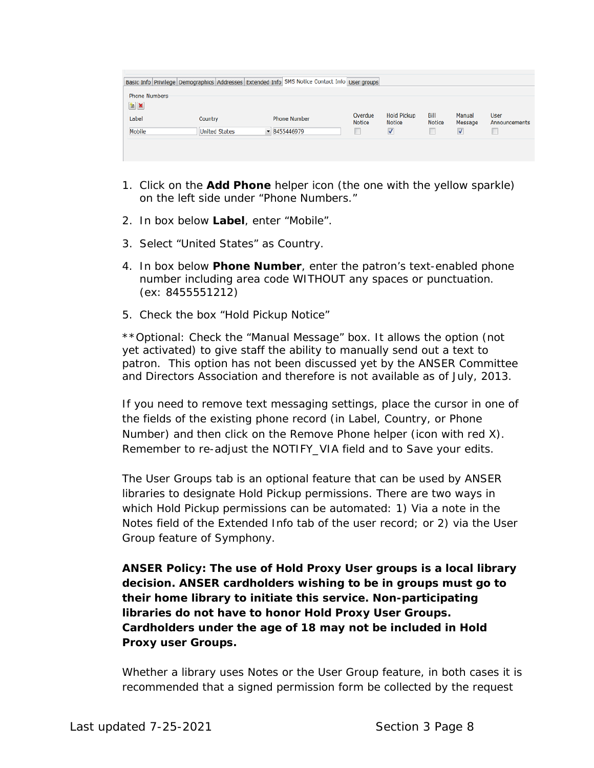1. Click on the **Add Phone** helper icon (the one with the yellow sparkle) on the left side under “Phone Numbers.”
2. In box below **Label**, enter “Mobile”.
3. Select “United States” as Country.
4. In box below **Phone Number**, enter the patron’s text-enabled phone number including area code WITHOUT any spaces or punctuation. (ex: 8455551212)
5. Check the box “Hold Pickup Notice”

**Optional: Check the “Manual Message” box. It allows the option (not yet activated) to give staff the ability to manually send out a text to patron. This option has not been discussed yet by the ANSER Committee and Directors Association and therefore is not available as of July, 2013.

If you need to remove text messaging settings, place the cursor in one of the fields of the existing phone record (in Label, Country, or Phone Number) and then click on the Remove Phone helper (icon with red X). Remember to re-adjust the NOTIFY_VIA field and to Save your edits.

The User Groups tab is an optional feature that can be used by ANSER libraries to designate Hold Pickup permissions. There are two ways in which Hold Pickup permissions can be automated: 1) Via a note in the Notes field of the Extended Info tab of the user record; or 2) via the User Group feature of Symphony.

**ANSER Policy: The use of Hold Proxy User groups is a local library decision. ANSER cardholders wishing to be in groups must go to their home library to initiate this service. Non-participating libraries do not have to honor Hold Proxy User Groups. Cardholders under the age of 18 may not be included in Hold Proxy user Groups.**

Whether a library uses Notes or the User Group feature, in both cases it is recommended that a signed permission form be collected by the request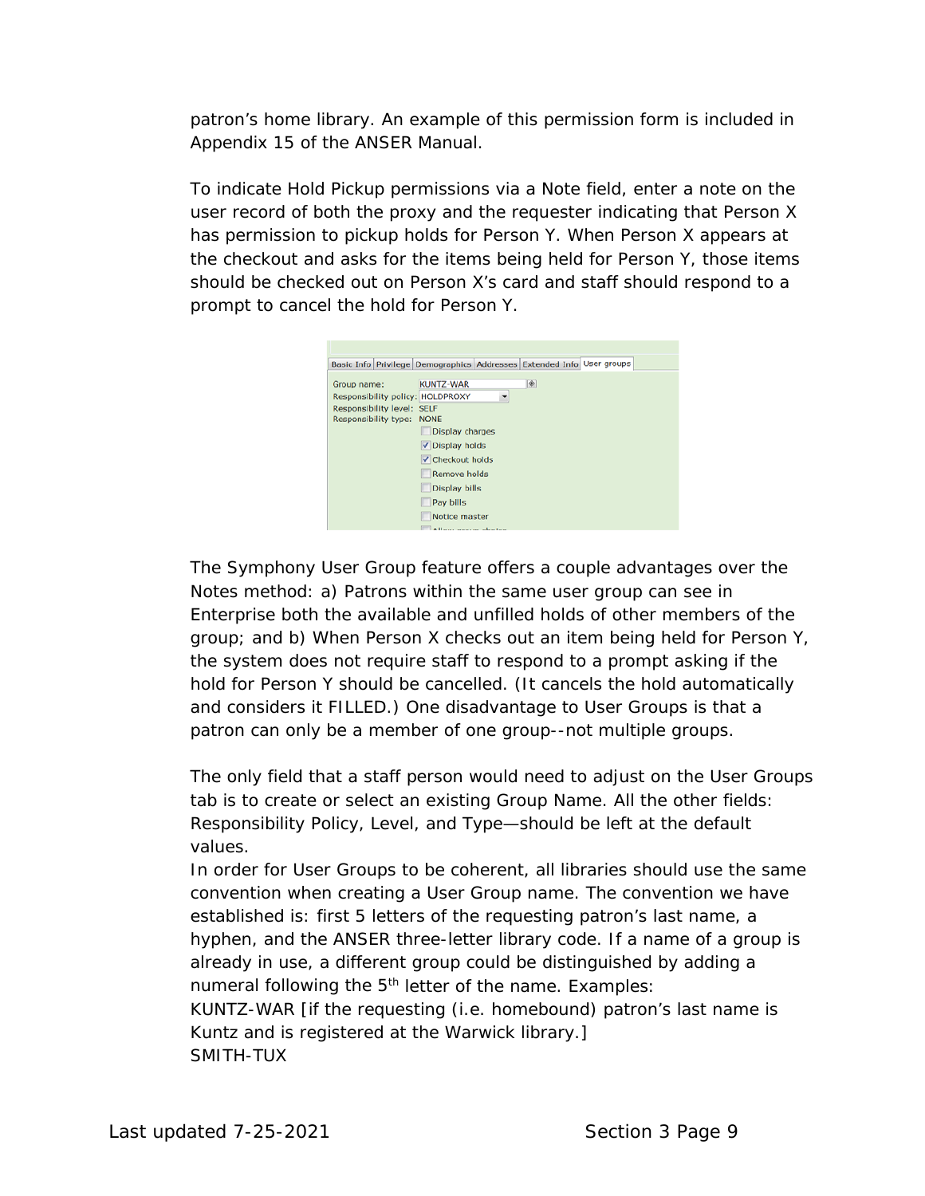patron's home library. An example of this permission form is included in Appendix 15 of the ANSER Manual.

To indicate Hold Pickup permissions via a Note field, enter a note on the user record of both the proxy and the requester indicating that Person X has permission to pickup holds for Person Y. When Person X appears at the checkout and asks for the items being held for Person Y, those items should be checked out on Person X's card and staff should respond to a prompt to cancel the hold for Person Y.

The Symphony User Group feature offers a couple advantages over the Notes method: a) Patrons within the same user group can see in Enterprise both the available and unfilled holds of other members of the group; and b) When Person X checks out an item being held for Person Y, the system does not require staff to respond to a prompt asking if the hold for Person Y should be cancelled. (It cancels the hold automatically and considers it FILLED.) One disadvantage to User Groups is that a patron can only be a member of one group--not multiple groups.

The only field that a staff person would need to adjust on the User Groups tab is to create or select an existing Group Name. All the other fields: Responsibility Policy, Level, and Type—should be left at the default values.

In order for User Groups to be coherent, all libraries should use the same convention when creating a User Group name. The convention we have established is: first 5 letters of the requesting patron's last name, a hyphen, and the ANSER three-letter library code. If a name of a group is already in use, a different group could be distinguished by adding a numeral following the 5th letter of the name. Examples:

KUNTZ-WAR [if the requesting (i.e. homebound) patron's last name is Kuntz and is registered at the Warwick library.]

SMITH-TUX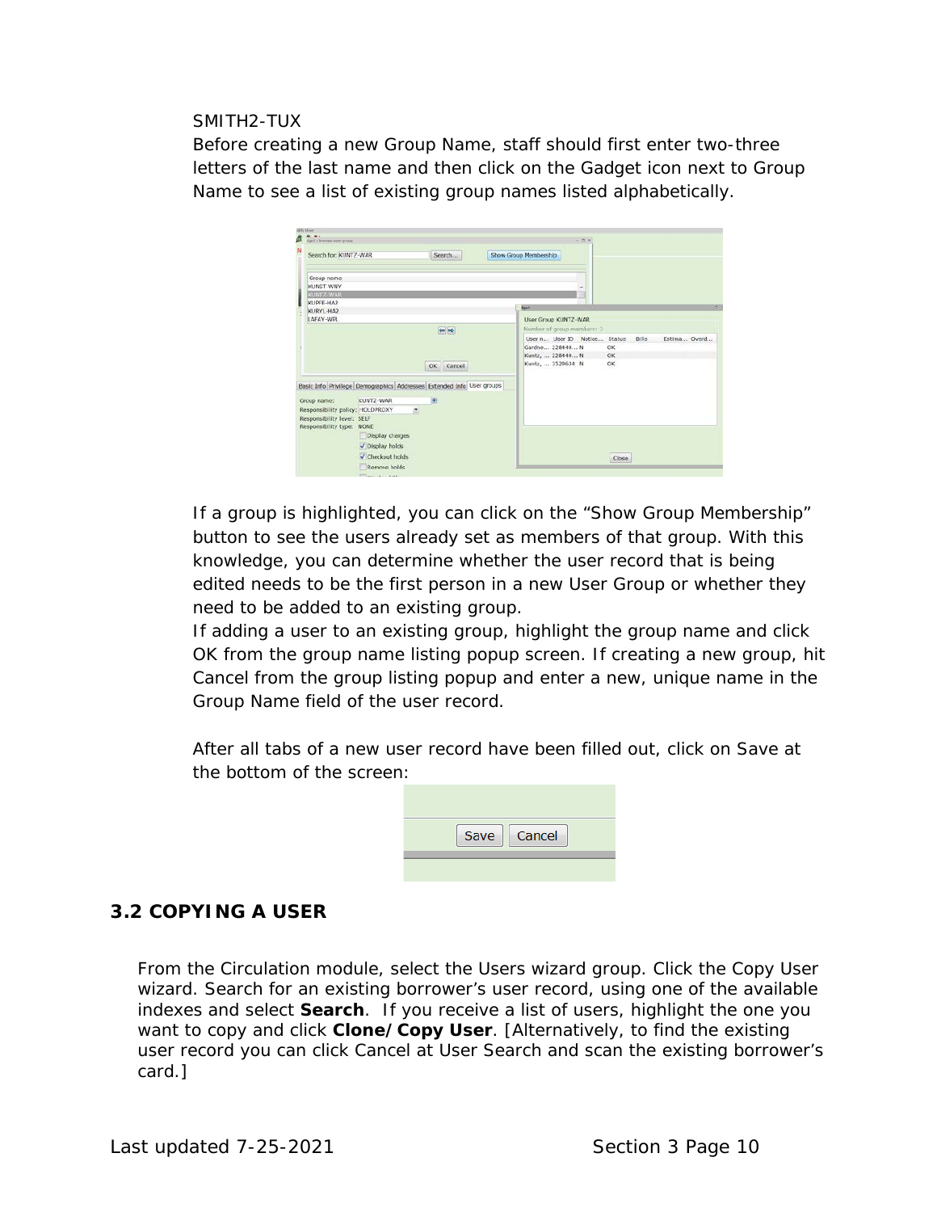SMITH2-TUX

Before creating a new Group Name, staff should first enter two-three letters of the last name and then click on the Gadget icon next to Group Name to see a list of existing group names listed alphabetically.

If a group is highlighted, you can click on the “Show Group Membership” button to see the users already set as members of that group. With this knowledge, you can determine whether the user record that is being edited needs to be the first person in a new User Group or whether they need to be added to an existing group.

If adding a user to an existing group, highlight the group name and click OK from the group name listing popup screen. If creating a new group, hit Cancel from the group listing popup and enter a new, unique name in the Group Name field of the user record.

After all tabs of a new user record have been filled out, click on Save at the bottom of the screen:

## 3.2 COPYING A USER

From the Circulation module, select the Users wizard group. Click the Copy User wizard. Search for an existing borrower’s user record, using one of the available indexes and select **Search**. If you receive a list of users, highlight the one you want to copy and click **Clone/Copy User**. [Alternatively, to find the existing user record you can click Cancel at User Search and scan the existing borrower’s card.]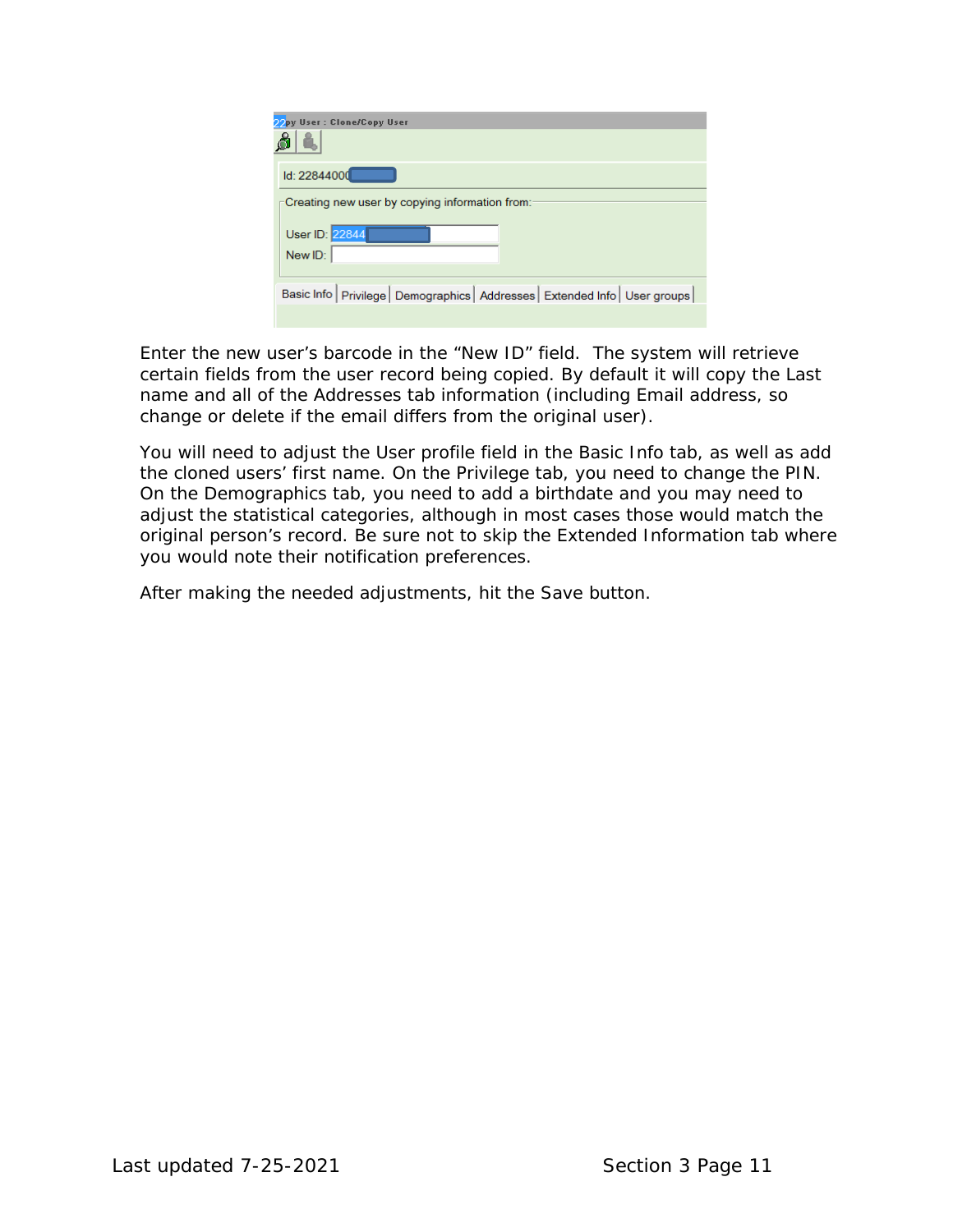Enter the new user's barcode in the "New ID" field.  The system will retrieve certain fields from the user record being copied. By default it will copy the Last name and all of the Addresses tab information (including Email address, so change or delete if the email differs from the original user).

You will need to adjust the User profile field in the Basic Info tab, as well as add the cloned users' first name. On the Privilege tab, you need to change the PIN. On the Demographics tab, you need to add a birthdate and you may need to adjust the statistical categories, although in most cases those would match the original person's record. Be sure not to skip the Extended Information tab where you would note their notification preferences.

After making the needed adjustments, hit the Save button.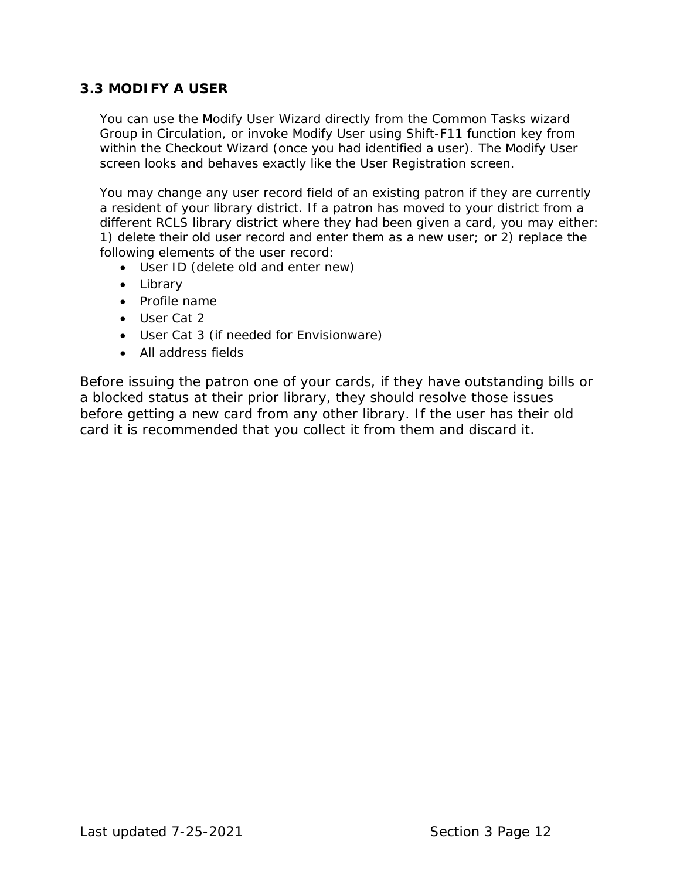### 3.3 MODIFY A USER

You can use the Modify User Wizard directly from the Common Tasks wizard Group in Circulation, or invoke Modify User using Shift-F11 function key from within the Checkout Wizard (once you had identified a user). The Modify User screen looks and behaves exactly like the User Registration screen.

You may change any user record field of an existing patron if they are currently a resident of your library district. If a patron has moved to your district from a different RCLS library district where they had been given a card, you may either: 1) delete their old user record and enter them as a new user; or 2) replace the following elements of the user record:

- User ID (delete old and enter new)
- Library
- Profile name
- User Cat 2
- User Cat 3 (if needed for Envisionware)
- All address fields

Before issuing the patron one of your cards, if they have outstanding bills or a blocked status at their prior library, they should resolve those issues before getting a new card from any other library. If the user has their old card it is recommended that you collect it from them and discard it.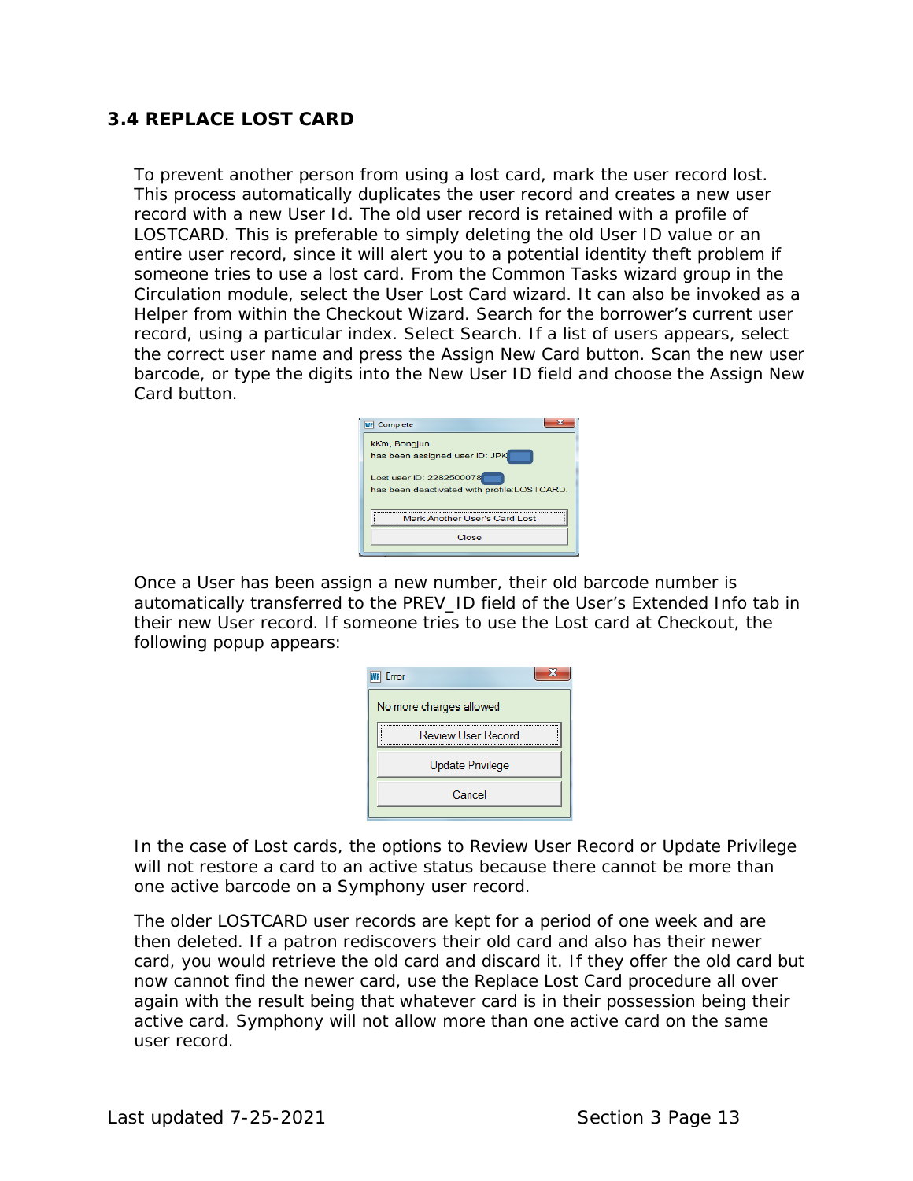### 3.4 REPLACE LOST CARD

To prevent another person from using a lost card, mark the user record lost. This process automatically duplicates the user record and creates a new user record with a new User Id. The old user record is retained with a profile of LOSTCARD. This is preferable to simply deleting the old User ID value or an entire user record, since it will alert you to a potential identity theft problem if someone tries to use a lost card. From the Common Tasks wizard group in the Circulation module, select the User Lost Card wizard. It can also be invoked as a Helper from within the Checkout Wizard. Search for the borrower's current user record, using a particular index. Select Search. If a list of users appears, select the correct user name and press the Assign New Card button. Scan the new user barcode, or type the digits into the New User ID field and choose the Assign New Card button.

Once a User has been assign a new number, their old barcode number is automatically transferred to the PREV_ID field of the User's Extended Info tab in their new User record. If someone tries to use the Lost card at Checkout, the following popup appears:

In the case of Lost cards, the options to Review User Record or Update Privilege will not restore a card to an active status because there cannot be more than one active barcode on a Symphony user record.

The older LOSTCARD user records are kept for a period of one week and are then deleted. If a patron rediscovers their old card and also has their newer card, you would retrieve the old card and discard it. If they offer the old card but now cannot find the newer card, use the Replace Lost Card procedure all over again with the result being that whatever card is in their possession being their active card. Symphony will not allow more than one active card on the same user record.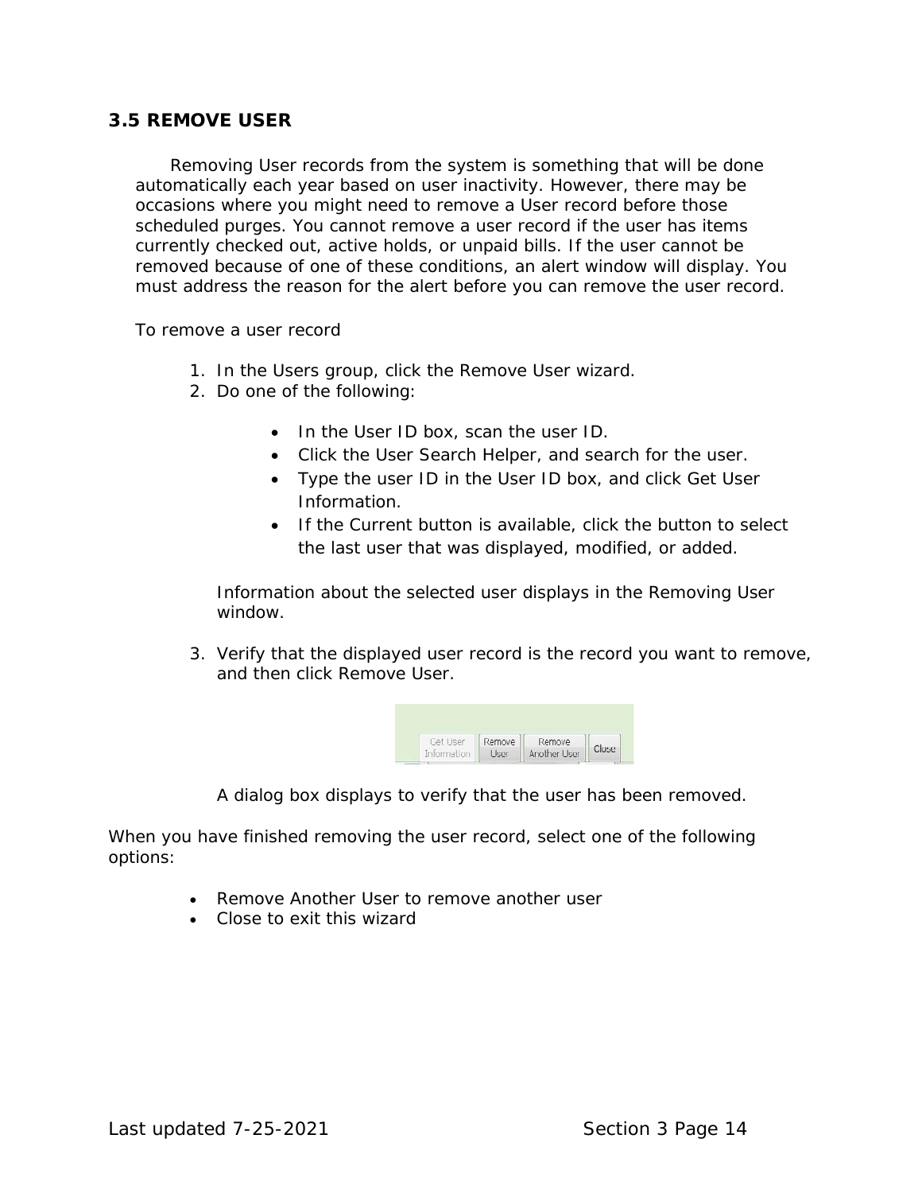## 3.5 REMOVE USER

Removing User records from the system is something that will be done automatically each year based on user inactivity. However, there may be occasions where you might need to remove a User record before those scheduled purges. You cannot remove a user record if the user has items currently checked out, active holds, or unpaid bills. If the user cannot be removed because of one of these conditions, an alert window will display. You must address the reason for the alert before you can remove the user record.

To remove a user record

1. In the Users group, click the Remove User wizard.
2. Do one of the following:

   - In the User ID box, scan the user ID.
   - Click the User Search Helper, and search for the user.
   - Type the user ID in the User ID box, and click Get User Information.
   - If the Current button is available, click the button to select the last user that was displayed, modified, or added.

   Information about the selected user displays in the Removing User window.

3. Verify that the displayed user record is the record you want to remove, and then click Remove User.

   A dialog box displays to verify that the user has been removed.

When you have finished removing the user record, select one of the following options:

- Remove Another User to remove another user
- Close to exit this wizard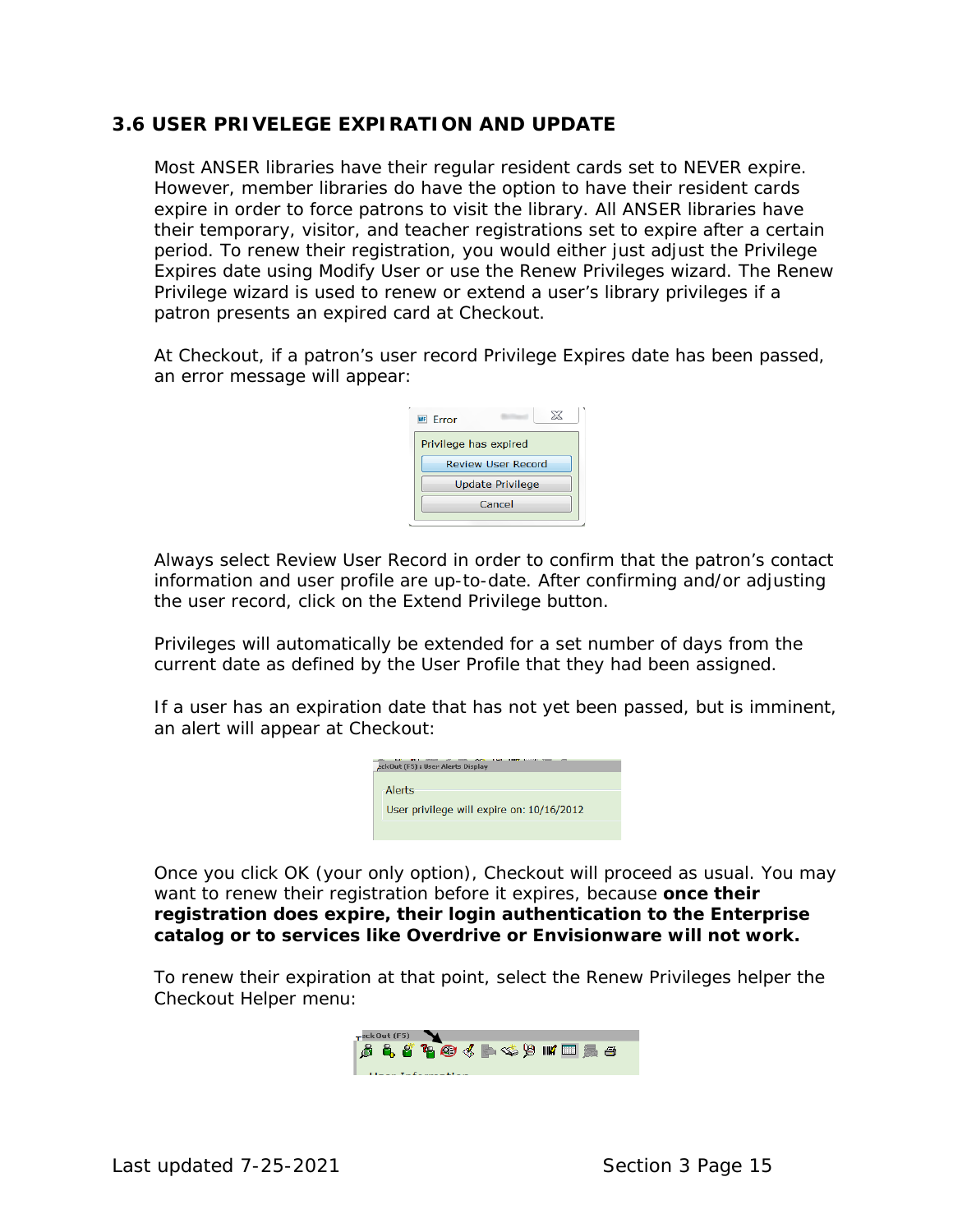### 3.6 USER PRIVELEGE EXPIRATION AND UPDATE

Most ANSER libraries have their regular resident cards set to NEVER expire. However, member libraries do have the option to have their resident cards expire in order to force patrons to visit the library. All ANSER libraries have their temporary, visitor, and teacher registrations set to expire after a certain period. To renew their registration, you would either just adjust the Privilege Expires date using Modify User or use the Renew Privileges wizard. The Renew Privilege wizard is used to renew or extend a user's library privileges if a patron presents an expired card at Checkout.

At Checkout, if a patron's user record Privilege Expires date has been passed, an error message will appear:

Always select Review User Record in order to confirm that the patron's contact information and user profile are up-to-date. After confirming and/or adjusting the user record, click on the Extend Privilege button.

Privileges will automatically be extended for a set number of days from the current date as defined by the User Profile that they had been assigned.

If a user has an expiration date that has not yet been passed, but is imminent, an alert will appear at Checkout:

Once you click OK (your only option), Checkout will proceed as usual. You may want to renew their registration before it expires, because **once their registration does expire, their login authentication to the Enterprise catalog or to services like Overdrive or Envisionware will not work.**

To renew their expiration at that point, select the Renew Privileges helper the Checkout Helper menu: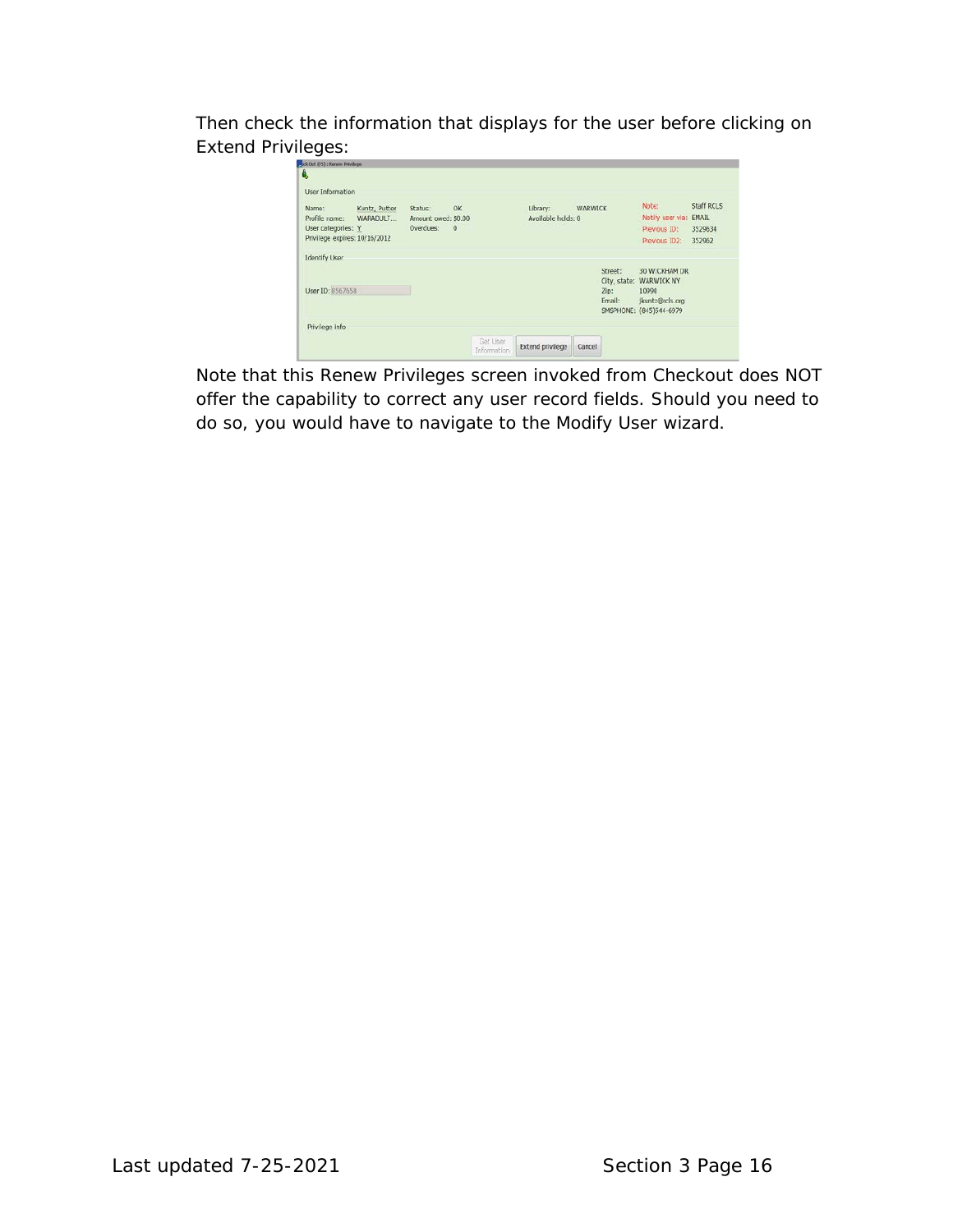Then check the information that displays for the user before clicking on Extend Privileges:

Note that this Renew Privileges screen invoked from Checkout does NOT offer the capability to correct any user record fields. Should you need to do so, you would have to navigate to the Modify User wizard.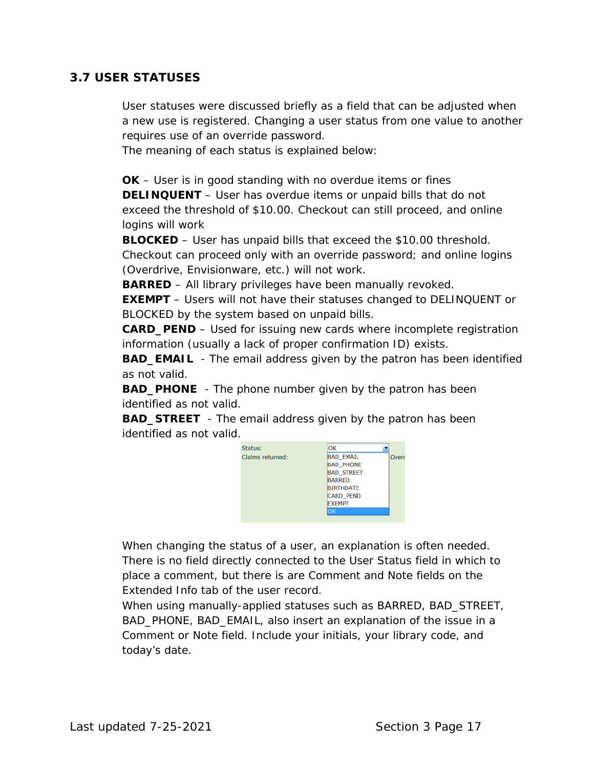### 3.7 USER STATUSES

User statuses were discussed briefly as a field that can be adjusted when a new use is registered. Changing a user status from one value to another requires use of an override password.
The meaning of each status is explained below:

**OK** – User is in good standing with no overdue items or fines
**DELINQUENT** – User has overdue items or unpaid bills that do not exceed the threshold of $10.00. Checkout can still proceed, and online logins will work
**BLOCKED** – User has unpaid bills that exceed the $10.00 threshold. Checkout can proceed only with an override password; and online logins (Overdrive, Envisionware, etc.) will not work.
**BARRED** – All library privileges have been manually revoked.
**EXEMPT** – Users will not have their statuses changed to DELINQUENT or BLOCKED by the system based on unpaid bills.
**CARD_PEND** – Used for issuing new cards where incomplete registration information (usually a lack of proper confirmation ID) exists.
**BAD_EMAIL** - The email address given by the patron has been identified as not valid.
**BAD_PHONE** - The phone number given by the patron has been identified as not valid.
**BAD_STREET** - The email address given by the patron has been identified as not valid.

When changing the status of a user, an explanation is often needed. There is no field directly connected to the User Status field in which to place a comment, but there is are Comment and Note fields on the Extended Info tab of the user record.
When using manually-applied statuses such as BARRED, BAD_STREET, BAD_PHONE, BAD_EMAIL, also insert an explanation of the issue in a Comment or Note field. Include your initials, your library code, and today's date.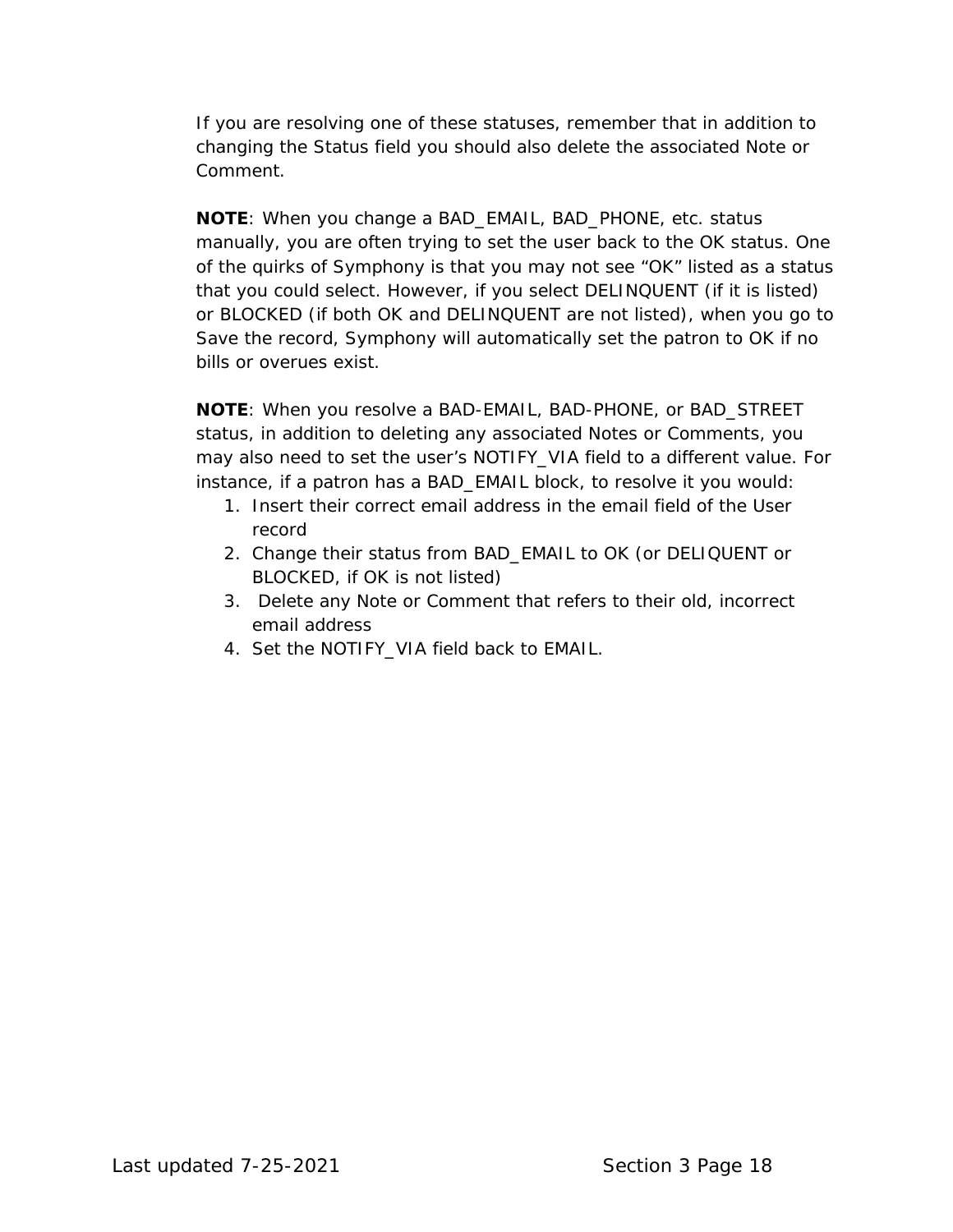If you are resolving one of these statuses, remember that in addition to changing the Status field you should also delete the associated Note or Comment.

**NOTE**: When you change a BAD_EMAIL, BAD_PHONE, etc. status manually, you are often trying to set the user back to the OK status. One of the quirks of Symphony is that you may not see "OK" listed as a status that you could select. However, if you select DELINQUENT (if it is listed) or BLOCKED (if both OK and DELINQUENT are not listed), when you go to Save the record, Symphony will automatically set the patron to OK if no bills or overues exist.

**NOTE**: When you resolve a BAD-EMAIL, BAD-PHONE, or BAD_STREET status, in addition to deleting any associated Notes or Comments, you may also need to set the user's NOTIFY_VIA field to a different value. For instance, if a patron has a BAD_EMAIL block, to resolve it you would:

1. Insert their correct email address in the email field of the User record
2. Change their status from BAD_EMAIL to OK (or DELIQUENT or BLOCKED, if OK is not listed)
3. Delete any Note or Comment that refers to their old, incorrect email address
4. Set the NOTIFY_VIA field back to EMAIL.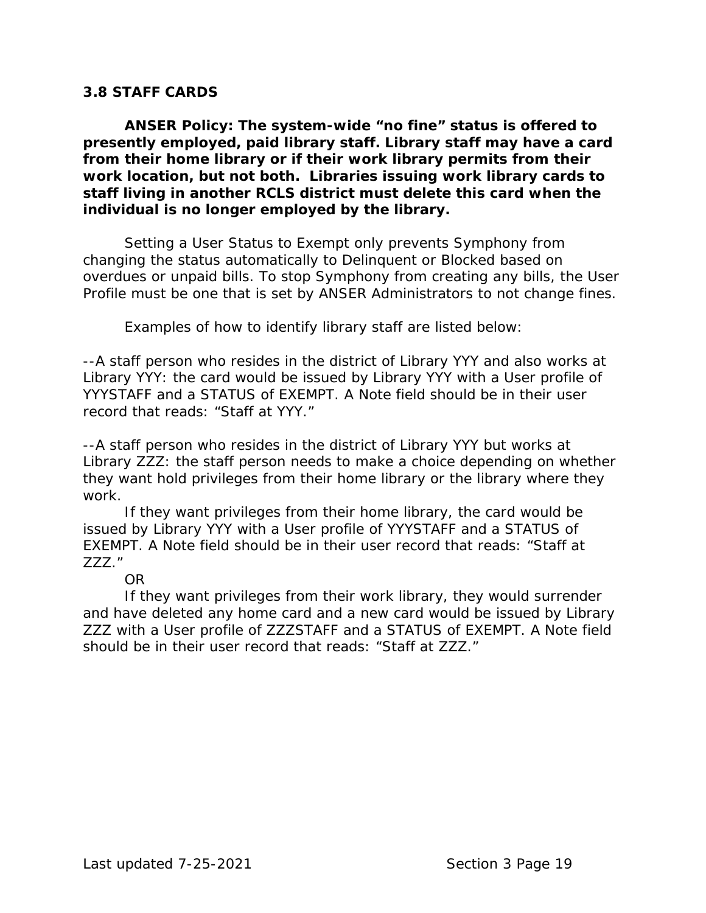### 3.8 STAFF CARDS

**ANSER Policy: The system-wide "no fine" status is offered to presently employed, paid library staff. Library staff may have a card from their home library or if their work library permits from their work location, but not both. Libraries issuing work library cards to staff living in another RCLS district must delete this card when the individual is no longer employed by the library.**

Setting a User Status to Exempt only prevents Symphony from changing the status automatically to Delinquent or Blocked based on overdues or unpaid bills. To stop Symphony from creating any bills, the User Profile must be one that is set by ANSER Administrators to not change fines.

Examples of how to identify library staff are listed below:

--A staff person who resides in the district of Library YYY and also works at Library YYY: the card would be issued by Library YYY with a User profile of YYYSTAFF and a STATUS of EXEMPT. A Note field should be in their user record that reads: "Staff at YYY."

--A staff person who resides in the district of Library YYY but works at Library ZZZ: the staff person needs to make a choice depending on whether they want hold privileges from their home library or the library where they work.

If they want privileges from their home library, the card would be issued by Library YYY with a User profile of YYYSTAFF and a STATUS of EXEMPT. A Note field should be in their user record that reads: "Staff at ZZZ."

OR

If they want privileges from their work library, they would surrender and have deleted any home card and a new card would be issued by Library ZZZ with a User profile of ZZZSTAFF and a STATUS of EXEMPT. A Note field should be in their user record that reads: "Staff at ZZZ."